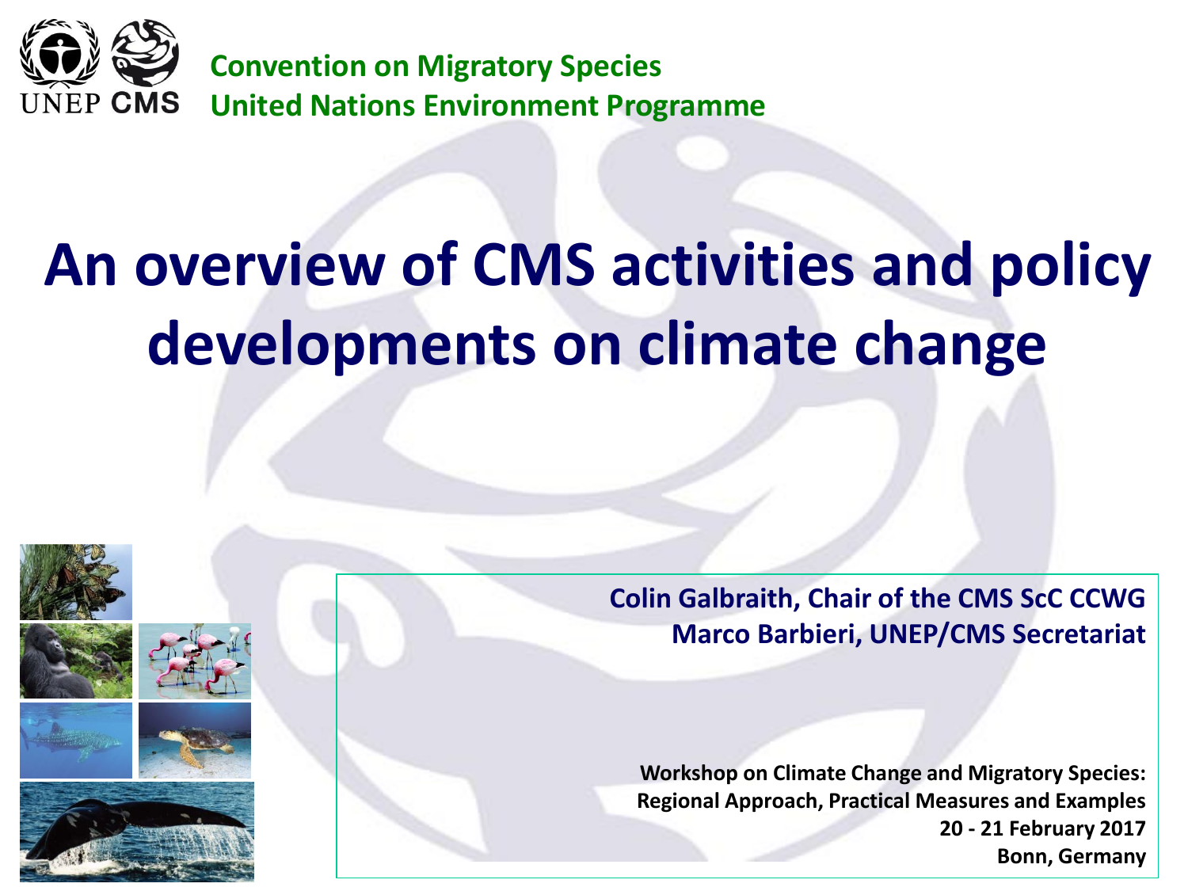UNEP CMS

**Convention on Migratory Species**
**United Nations Environment Programme**

# An overview of CMS activities and policy developments on climate change

**Colin Galbraith, Chair of the CMS ScC CCWG**
**Marco Barbieri, UNEP/CMS Secretariat**

**Workshop on Climate Change and Migratory Species: Regional Approach, Practical Measures and Examples**
**20 - 21 February 2017**
**Bonn, Germany**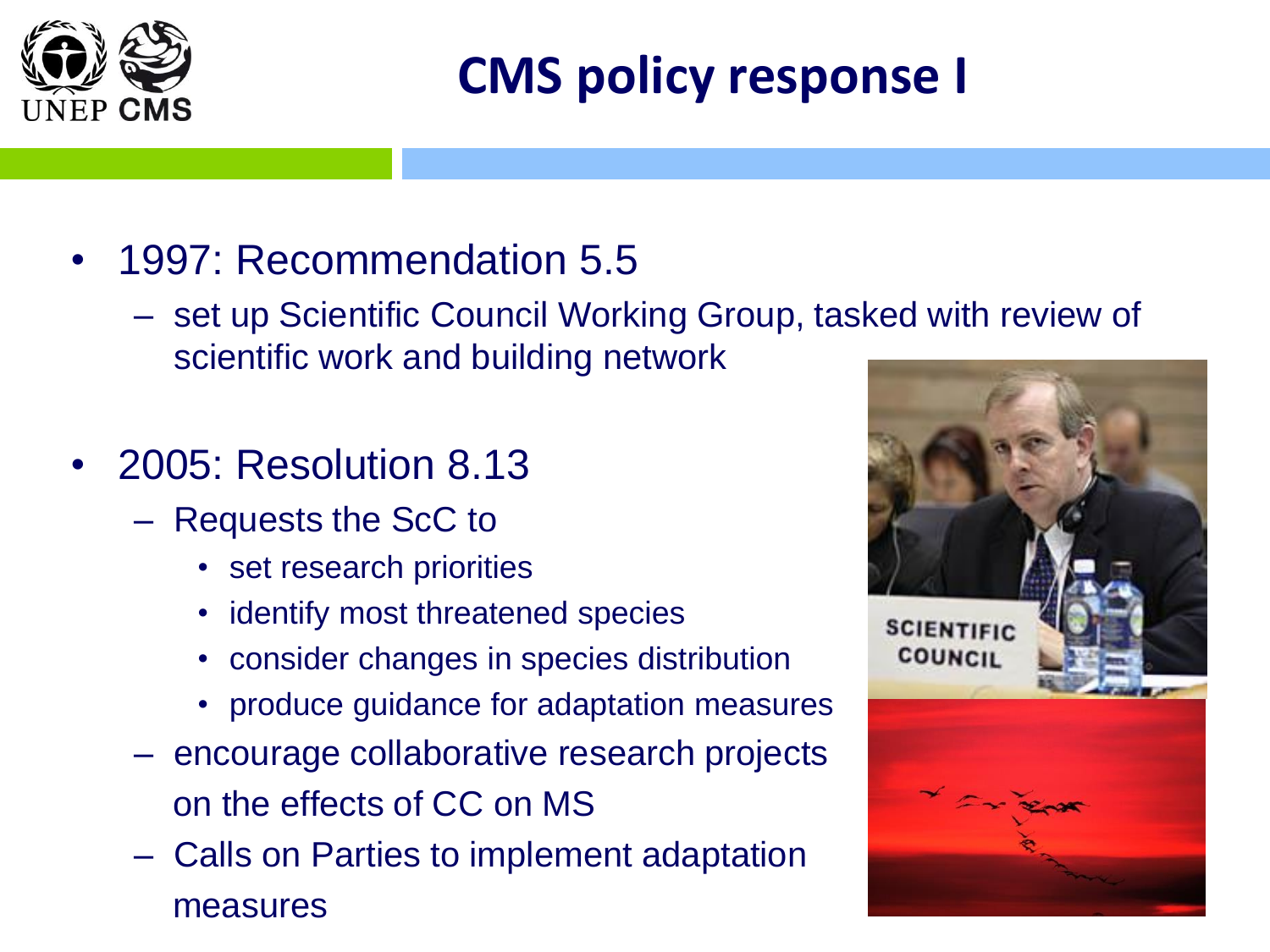# CMS policy response I

- 1997: Recommendation 5.5
  - set up Scientific Council Working Group, tasked with review of scientific work and building network
- 2005: Resolution 8.13
  - Requests the ScC to
    - set research priorities
    - identify most threatened species
    - consider changes in species distribution
    - produce guidance for adaptation measures
  - encourage collaborative research projects on the effects of CC on MS
  - Calls on Parties to implement adaptation measures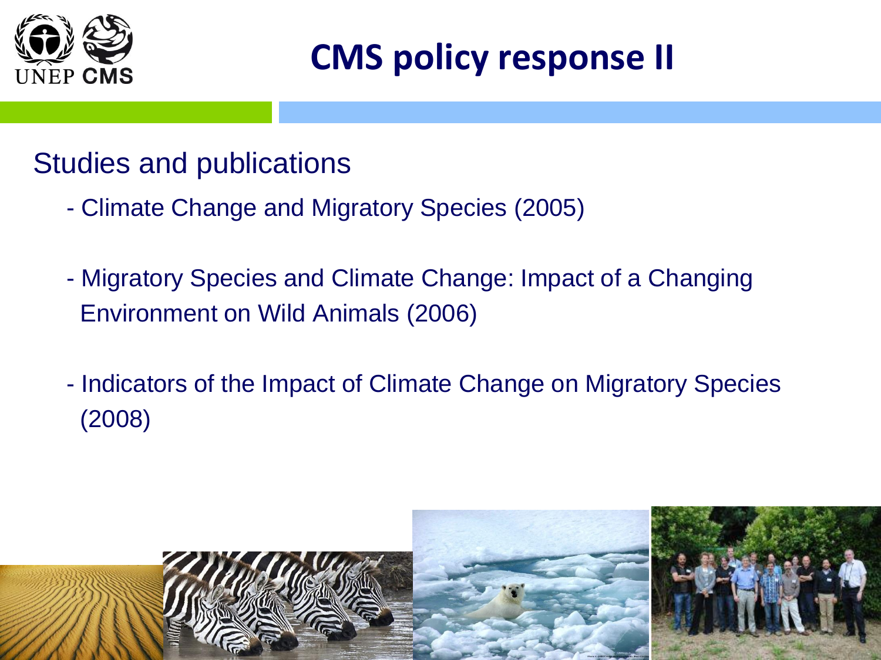# CMS policy response II

## Studies and publications

- Climate Change and Migratory Species (2005)
- Migratory Species and Climate Change: Impact of a Changing Environment on Wild Animals (2006)
- Indicators of the Impact of Climate Change on Migratory Species (2008)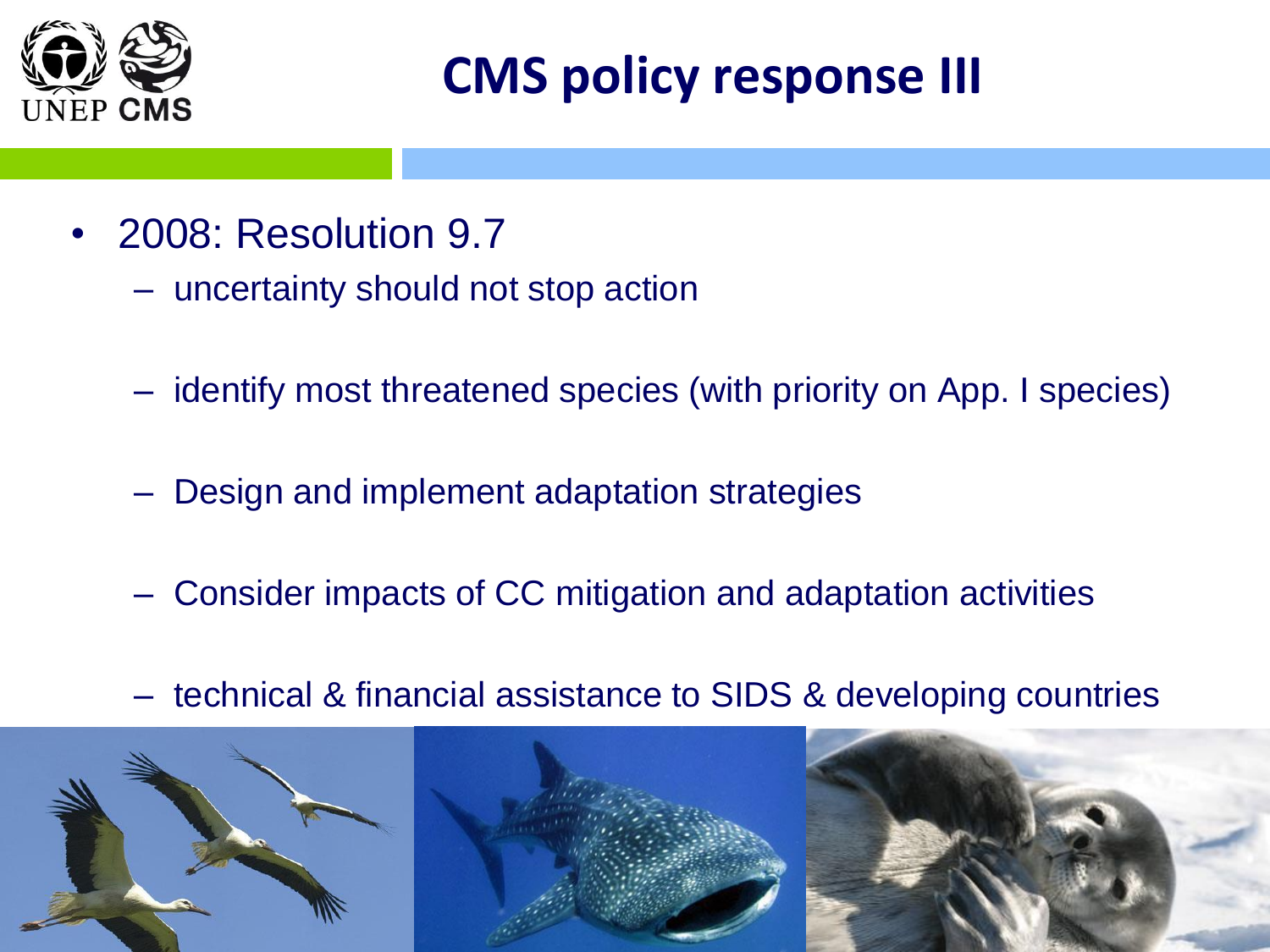# CMS policy response III

- 2008: Resolution 9.7
  - uncertainty should not stop action
  - identify most threatened species (with priority on App. I species)
  - Design and implement adaptation strategies
  - Consider impacts of CC mitigation and adaptation activities
  - technical & financial assistance to SIDS & developing countries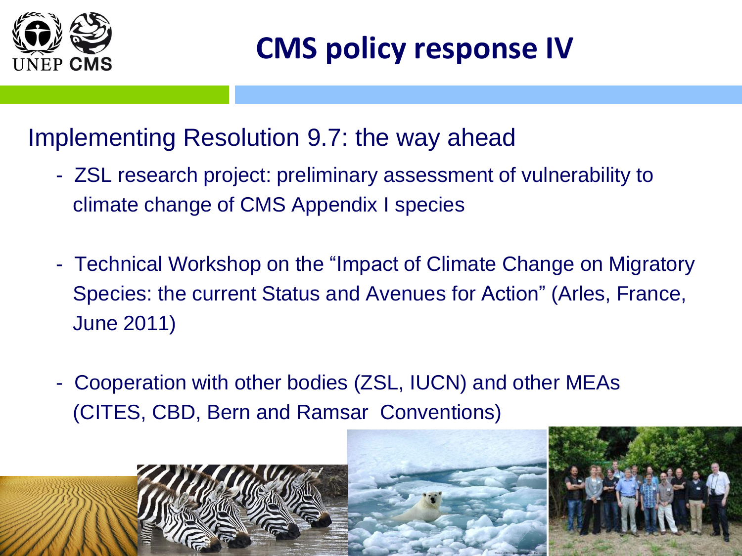# CMS policy response IV

Implementing Resolution 9.7: the way ahead

- ZSL research project: preliminary assessment of vulnerability to climate change of CMS Appendix I species
- Technical Workshop on the “Impact of Climate Change on Migratory Species: the current Status and Avenues for Action” (Arles, France, June 2011)
- Cooperation with other bodies (ZSL, IUCN) and other MEAs (CITES, CBD, Bern and Ramsar Conventions)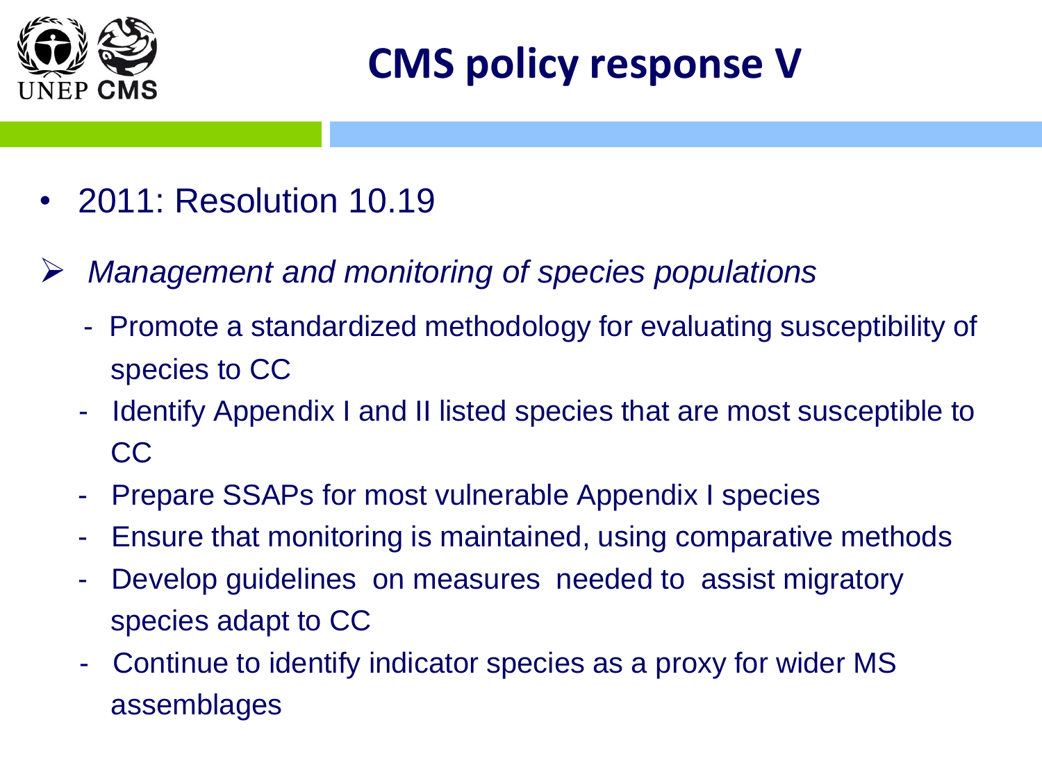# CMS policy response V

- 2011: Resolution 10.19

> *Management and monitoring of species populations*

- Promote a standardized methodology for evaluating susceptibility of species to CC
- Identify Appendix I and II listed species that are most susceptible to CC
- Prepare SSAPs for most vulnerable Appendix I species
- Ensure that monitoring is maintained, using comparative methods
- Develop guidelines on measures needed to assist migratory species adapt to CC
- Continue to identify indicator species as a proxy for wider MS assemblages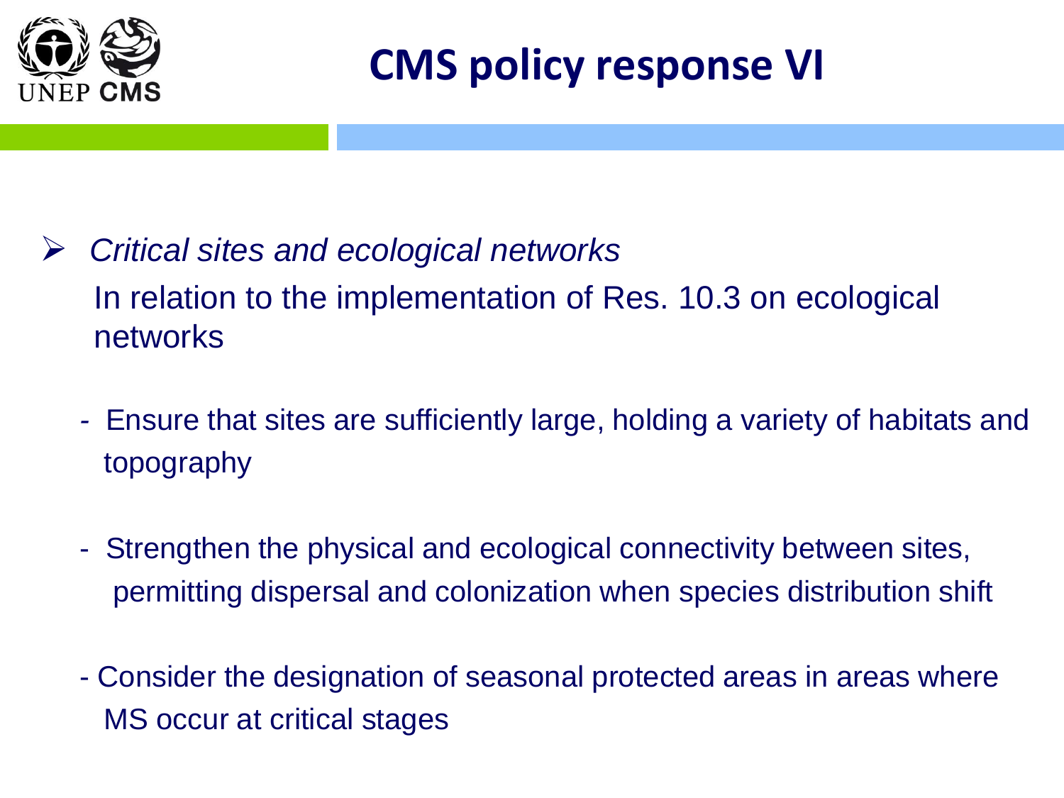# CMS policy response VI

- *Critical sites and ecological networks*

  In relation to the implementation of Res. 10.3 on ecological networks

  - Ensure that sites are sufficiently large, holding a variety of habitats and topography

  - Strengthen the physical and ecological connectivity between sites, permitting dispersal and colonization when species distribution shift

  - Consider the designation of seasonal protected areas in areas where MS occur at critical stages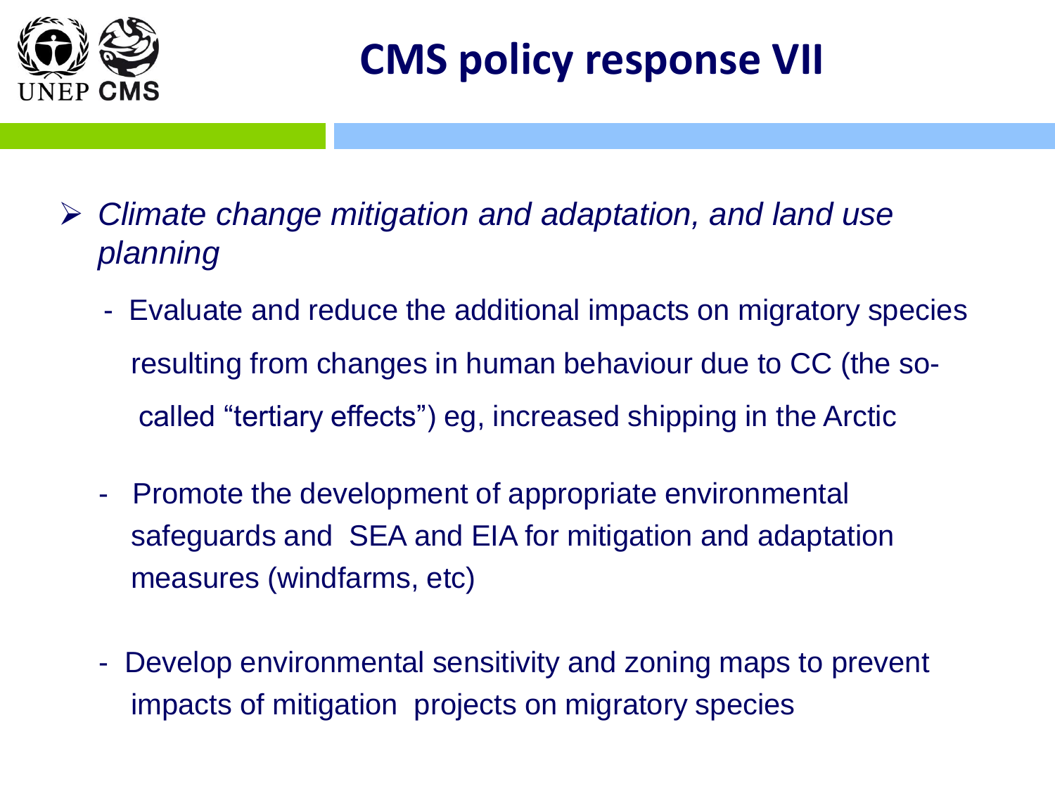# CMS policy response VII

- *Climate change mitigation and adaptation, and land use planning*
  - Evaluate and reduce the additional impacts on migratory species resulting from changes in human behaviour due to CC (the so-called "tertiary effects") eg, increased shipping in the Arctic
  - Promote the development of appropriate environmental safeguards and SEA and EIA for mitigation and adaptation measures (windfarms, etc)
  - Develop environmental sensitivity and zoning maps to prevent impacts of mitigation projects on migratory species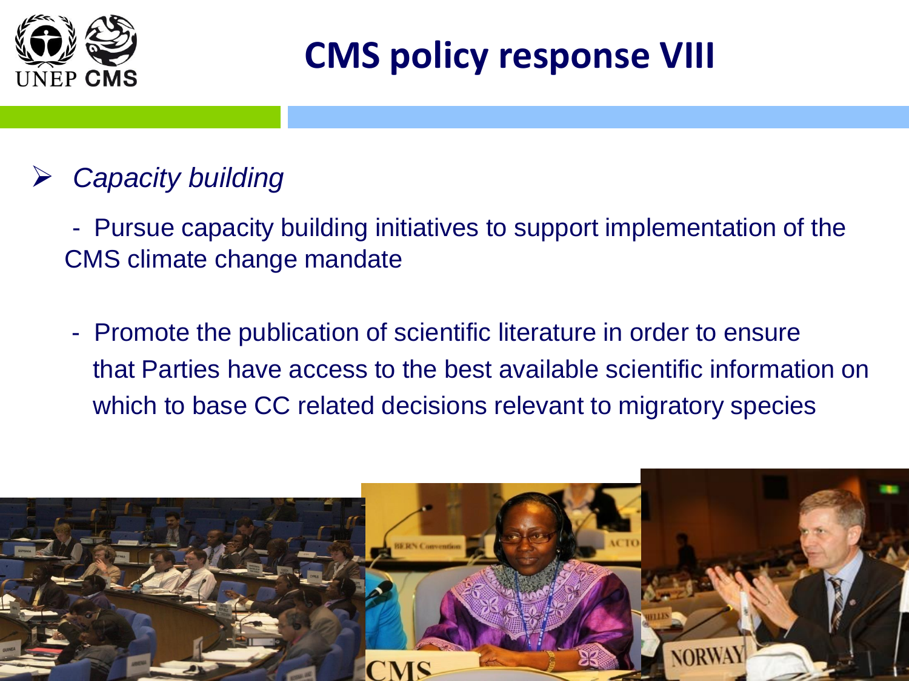# CMS policy response VIII

- *Capacity building*

  - Pursue capacity building initiatives to support implementation of the CMS climate change mandate

  - Promote the publication of scientific literature in order to ensure that Parties have access to the best available scientific information on which to base CC related decisions relevant to migratory species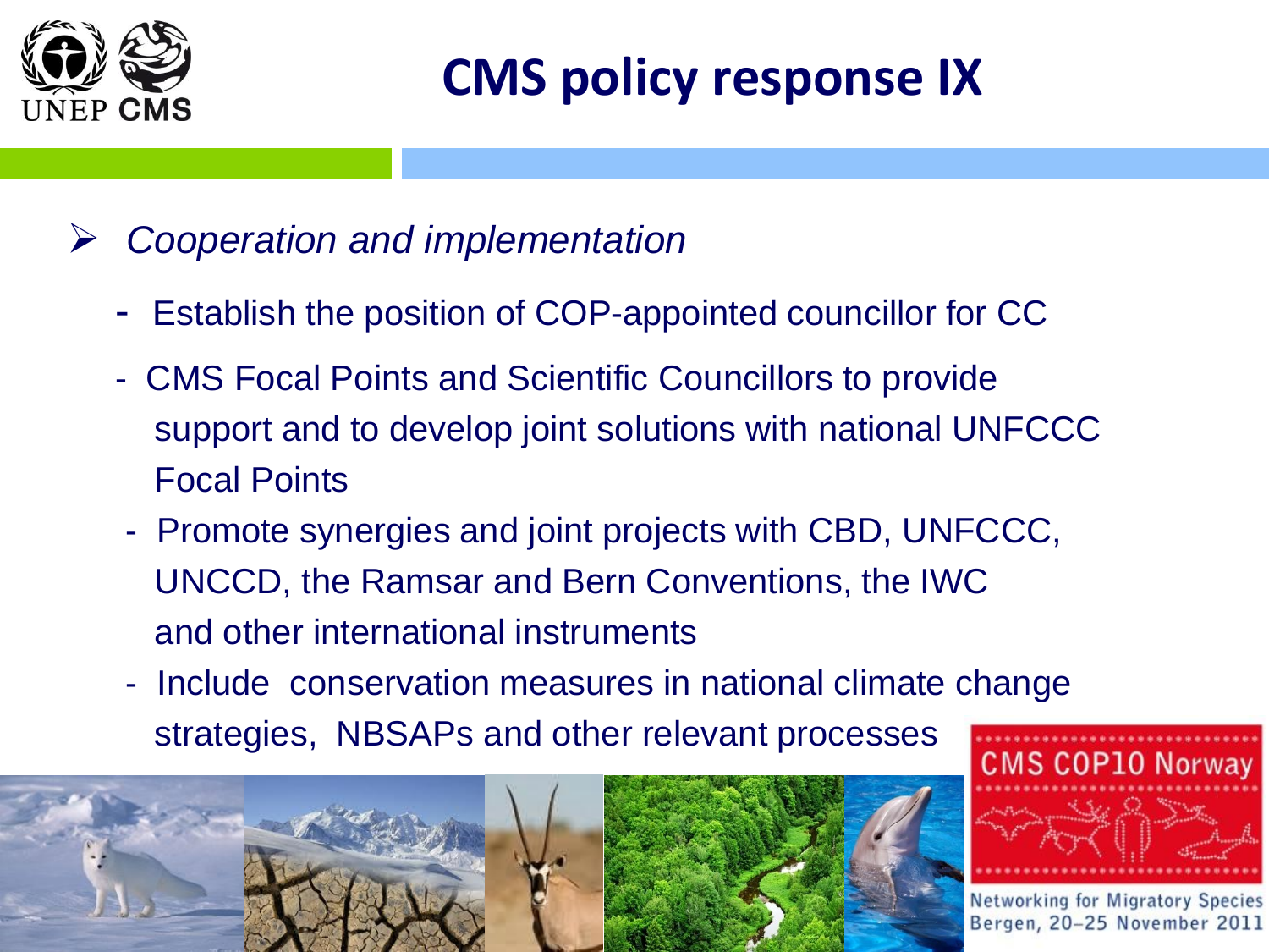# CMS policy response IX

- *Cooperation and implementation*
  - Establish the position of COP-appointed councillor for CC
  - CMS Focal Points and Scientific Councillors to provide support and to develop joint solutions with national UNFCCC Focal Points
  - Promote synergies and joint projects with CBD, UNFCCC, UNCCD, the Ramsar and Bern Conventions, the IWC and other international instruments
  - Include conservation measures in national climate change strategies, NBSAPs and other relevant processes

CMS COP10 Norway

Networking for Migratory Species
Bergen, 20–25 November 2011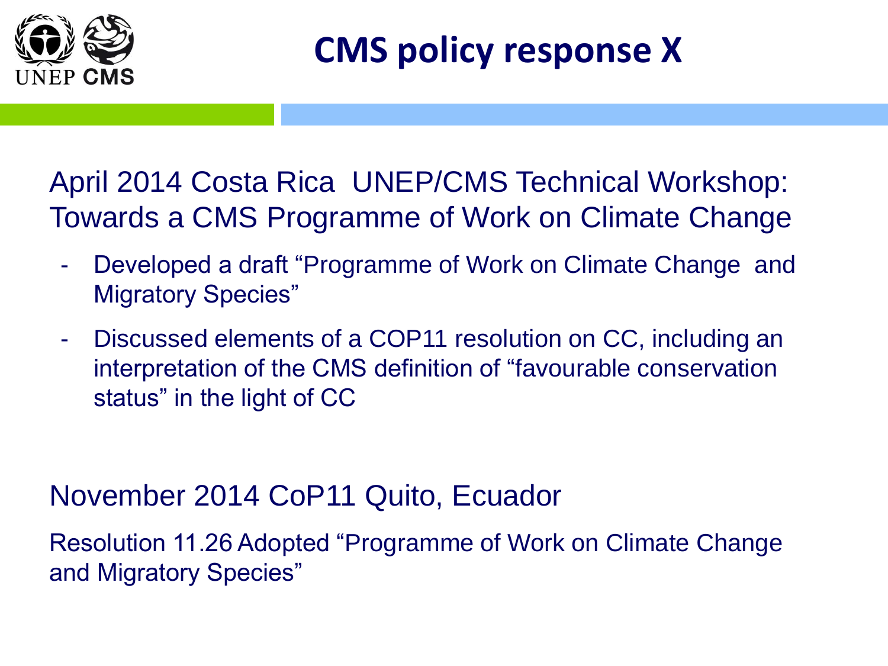# CMS policy response X

April 2014 Costa Rica UNEP/CMS Technical Workshop: Towards a CMS Programme of Work on Climate Change

- Developed a draft "Programme of Work on Climate Change and Migratory Species"
- Discussed elements of a COP11 resolution on CC, including an interpretation of the CMS definition of "favourable conservation status" in the light of CC

November 2014 CoP11 Quito, Ecuador

Resolution 11.26 Adopted "Programme of Work on Climate Change and Migratory Species"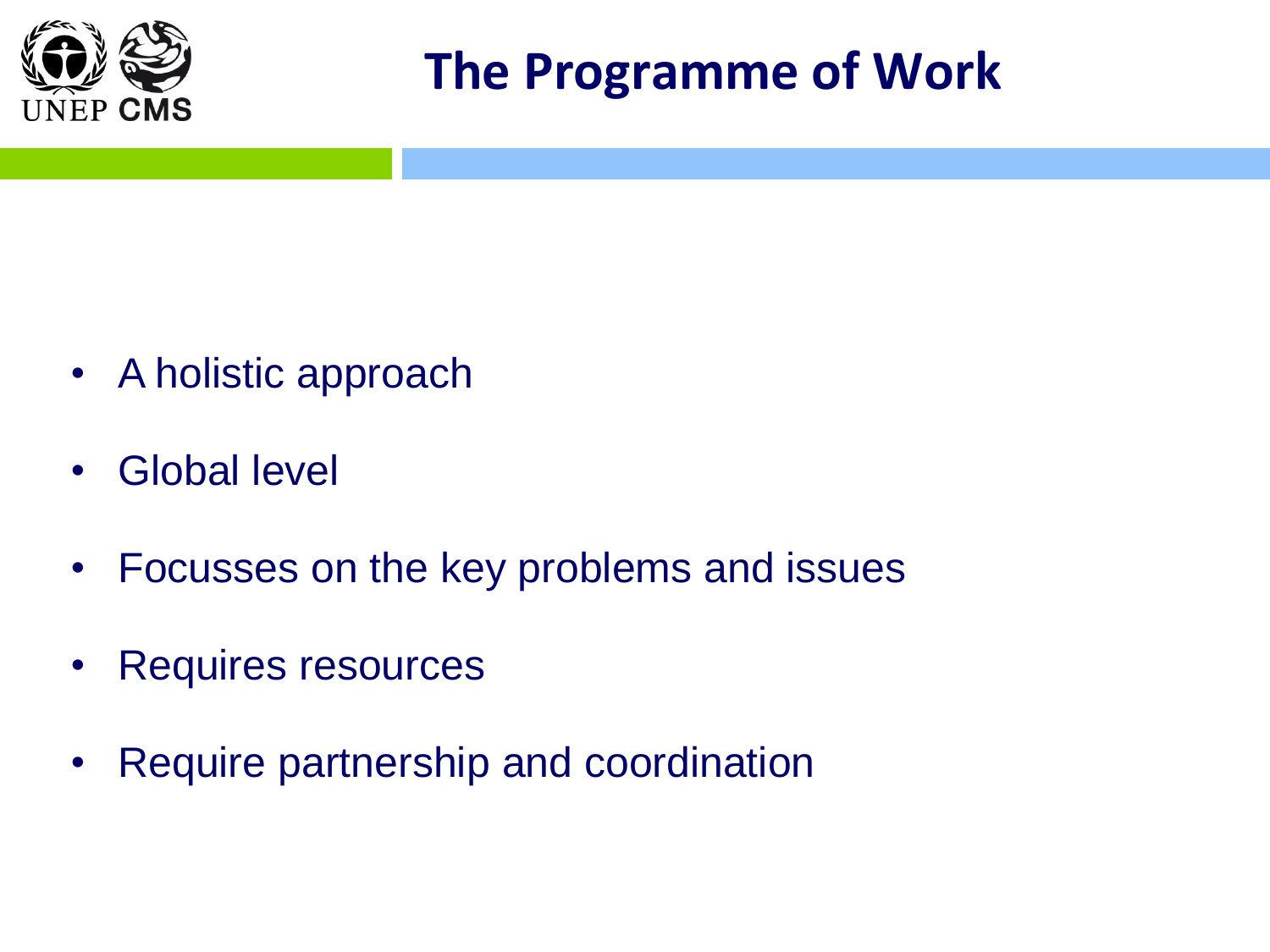# The Programme of Work

- A holistic approach
- Global level
- Focusses on the key problems and issues
- Requires resources
- Require partnership and coordination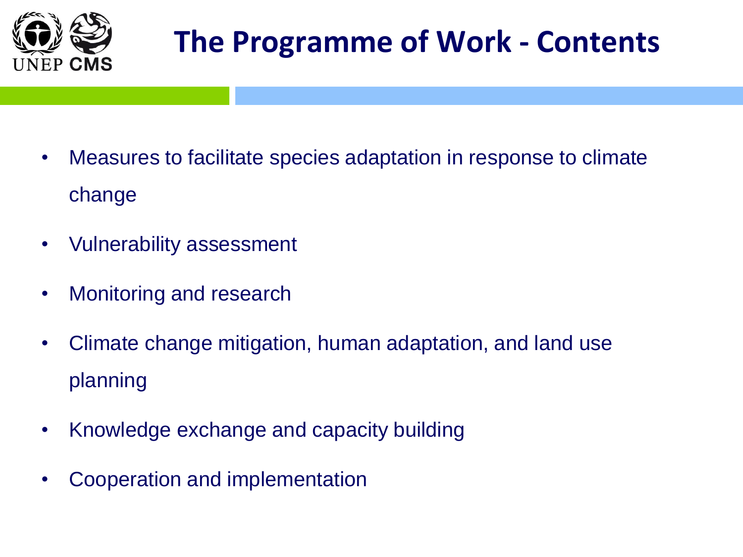# The Programme of Work - Contents

- Measures to facilitate species adaptation in response to climate change
- Vulnerability assessment
- Monitoring and research
- Climate change mitigation, human adaptation, and land use planning
- Knowledge exchange and capacity building
- Cooperation and implementation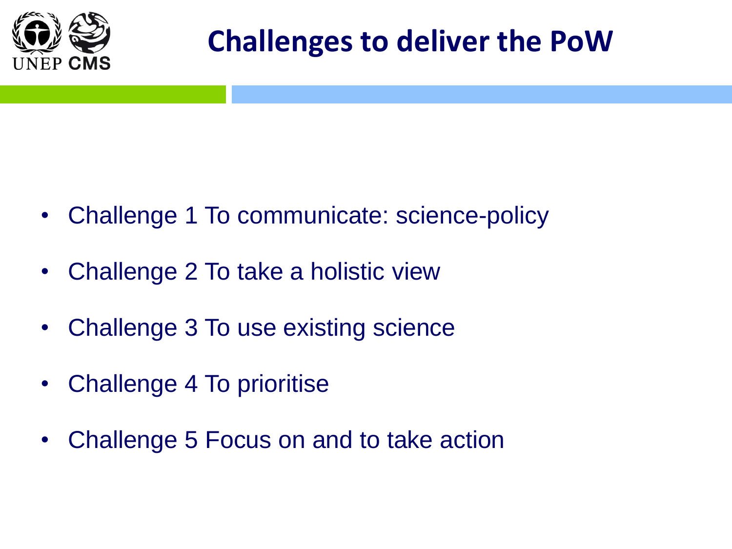# Challenges to deliver the PoW

- Challenge 1 To communicate: science-policy
- Challenge 2 To take a holistic view
- Challenge 3 To use existing science
- Challenge 4 To prioritise
- Challenge 5 Focus on and to take action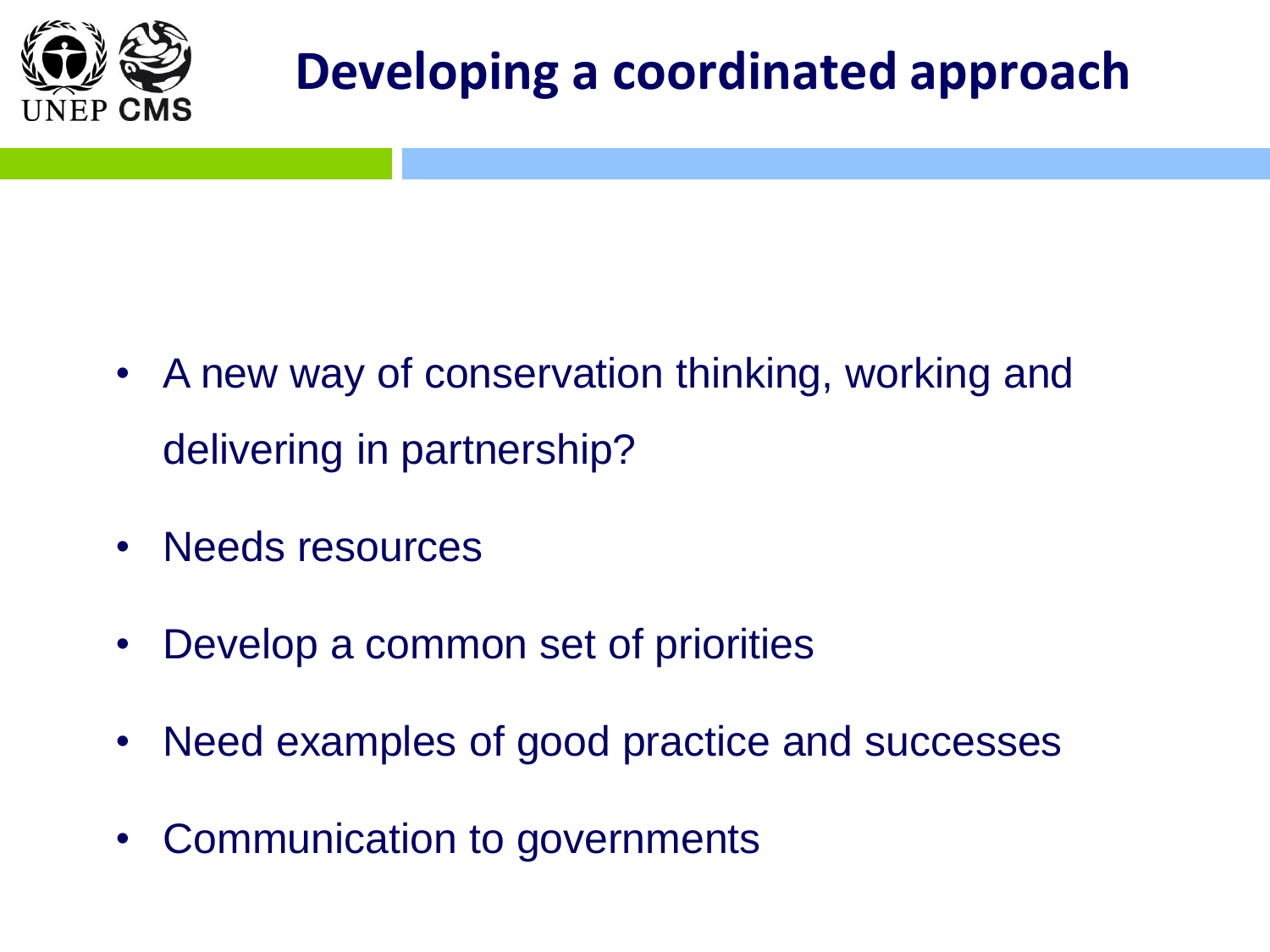# Developing a coordinated approach

- A new way of conservation thinking, working and delivering in partnership?
- Needs resources
- Develop a common set of priorities
- Need examples of good practice and successes
- Communication to governments